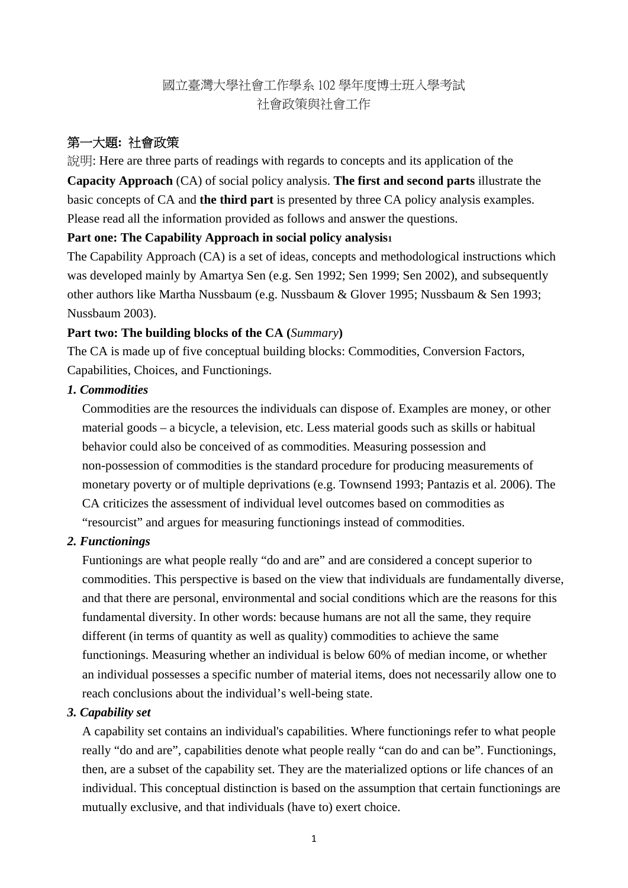國立臺灣大學社會工作學系 102 學年度博士班入學考試
社會政策與社會工作

## 第一大題: 社會政策

說明: Here are three parts of readings with regards to concepts and its application of the **Capacity Approach** (CA) of social policy analysis. **The first and second parts** illustrate the basic concepts of CA and **the third part** is presented by three CA policy analysis examples. Please read all the information provided as follows and answer the questions.

**Part one: The Capability Approach in social policy analysis**[1]

The Capability Approach (CA) is a set of ideas, concepts and methodological instructions which was developed mainly by Amartya Sen (e.g. Sen 1992; Sen 1999; Sen 2002), and subsequently other authors like Martha Nussbaum (e.g. Nussbaum & Glover 1995; Nussbaum & Sen 1993; Nussbaum 2003).

**Part two: The building blocks of the CA (*Summary*)**

The CA is made up of five conceptual building blocks: Commodities, Conversion Factors, Capabilities, Choices, and Functionings.

***1. Commodities***

Commodities are the resources the individuals can dispose of. Examples are money, or other material goods – a bicycle, a television, etc. Less material goods such as skills or habitual behavior could also be conceived of as commodities. Measuring possession and non-possession of commodities is the standard procedure for producing measurements of monetary poverty or of multiple deprivations (e.g. Townsend 1993; Pantazis et al. 2006). The CA criticizes the assessment of individual level outcomes based on commodities as "resourcist" and argues for measuring functionings instead of commodities.

***2. Functionings***

Funtionings are what people really "do and are" and are considered a concept superior to commodities. This perspective is based on the view that individuals are fundamentally diverse, and that there are personal, environmental and social conditions which are the reasons for this fundamental diversity. In other words: because humans are not all the same, they require different (in terms of quantity as well as quality) commodities to achieve the same functionings. Measuring whether an individual is below 60% of median income, or whether an individual possesses a specific number of material items, does not necessarily allow one to reach conclusions about the individual's well-being state.

***3. Capability set***

A capability set contains an individual's capabilities. Where functionings refer to what people really "do and are", capabilities denote what people really "can do and can be". Functionings, then, are a subset of the capability set. They are the materialized options or life chances of an individual. This conceptual distinction is based on the assumption that certain functionings are mutually exclusive, and that individuals (have to) exert choice.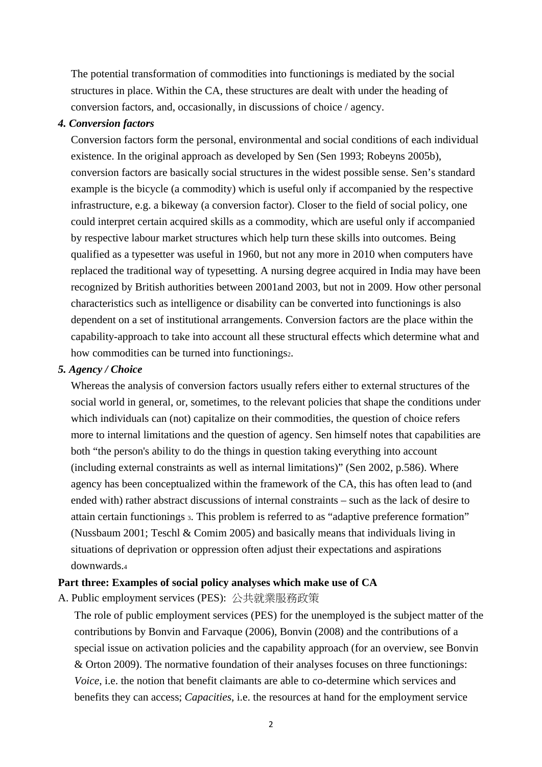The potential transformation of commodities into functionings is mediated by the social structures in place. Within the CA, these structures are dealt with under the heading of conversion factors, and, occasionally, in discussions of choice / agency.

***4. Conversion factors***

Conversion factors form the personal, environmental and social conditions of each individual existence. In the original approach as developed by Sen (Sen 1993; Robeyns 2005b), conversion factors are basically social structures in the widest possible sense. Sen's standard example is the bicycle (a commodity) which is useful only if accompanied by the respective infrastructure, e.g. a bikeway (a conversion factor). Closer to the field of social policy, one could interpret certain acquired skills as a commodity, which are useful only if accompanied by respective labour market structures which help turn these skills into outcomes. Being qualified as a typesetter was useful in 1960, but not any more in 2010 when computers have replaced the traditional way of typesetting. A nursing degree acquired in India may have been recognized by British authorities between 2001and 2003, but not in 2009. How other personal characteristics such as intelligence or disability can be converted into functionings is also dependent on a set of institutional arrangements. Conversion factors are the place within the capability-approach to take into account all these structural effects which determine what and how commodities can be turned into functionings[2].

***5. Agency / Choice***

Whereas the analysis of conversion factors usually refers either to external structures of the social world in general, or, sometimes, to the relevant policies that shape the conditions under which individuals can (not) capitalize on their commodities, the question of choice refers more to internal limitations and the question of agency. Sen himself notes that capabilities are both "the person's ability to do the things in question taking everything into account (including external constraints as well as internal limitations)" (Sen 2002, p.586). Where agency has been conceptualized within the framework of the CA, this has often lead to (and ended with) rather abstract discussions of internal constraints – such as the lack of desire to attain certain functionings [3]. This problem is referred to as "adaptive preference formation" (Nussbaum 2001; Teschl & Comim 2005) and basically means that individuals living in situations of deprivation or oppression often adjust their expectations and aspirations downwards.[4]

**Part three: Examples of social policy analyses which make use of CA**

A. Public employment services (PES): 公共就業服務政策

The role of public employment services (PES) for the unemployed is the subject matter of the contributions by Bonvin and Farvaque (2006), Bonvin (2008) and the contributions of a special issue on activation policies and the capability approach (for an overview, see Bonvin & Orton 2009). The normative foundation of their analyses focuses on three functionings: *Voice*, i.e. the notion that benefit claimants are able to co-determine which services and benefits they can access; *Capacities*, i.e. the resources at hand for the employment service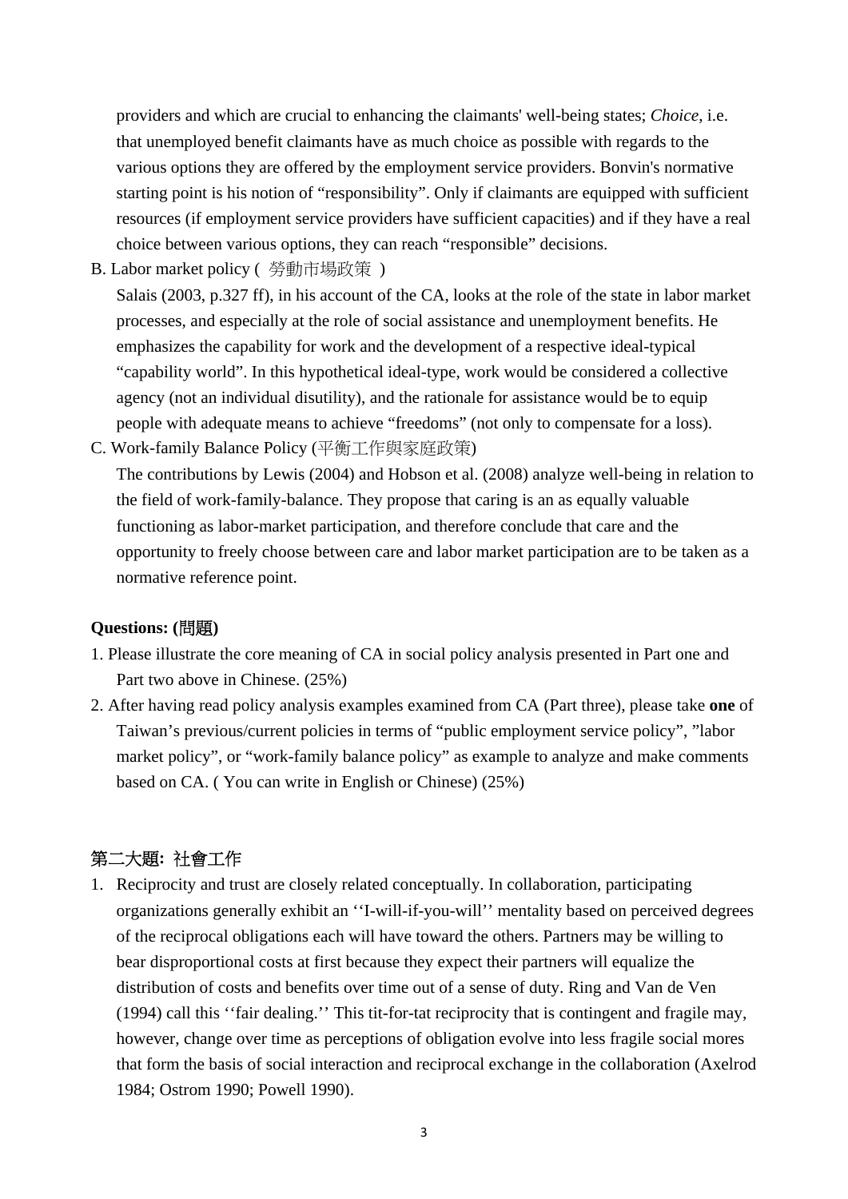providers and which are crucial to enhancing the claimants' well-being states; *Choice*, i.e. that unemployed benefit claimants have as much choice as possible with regards to the various options they are offered by the employment service providers. Bonvin's normative starting point is his notion of "responsibility". Only if claimants are equipped with sufficient resources (if employment service providers have sufficient capacities) and if they have a real choice between various options, they can reach "responsible" decisions.

B. Labor market policy ( 勞動市場政策 )

Salais (2003, p.327 ff), in his account of the CA, looks at the role of the state in labor market processes, and especially at the role of social assistance and unemployment benefits. He emphasizes the capability for work and the development of a respective ideal-typical "capability world". In this hypothetical ideal-type, work would be considered a collective agency (not an individual disutility), and the rationale for assistance would be to equip people with adequate means to achieve "freedoms" (not only to compensate for a loss).

C. Work-family Balance Policy (平衡工作與家庭政策)

The contributions by Lewis (2004) and Hobson et al. (2008) analyze well-being in relation to the field of work-family-balance. They propose that caring is an as equally valuable functioning as labor-market participation, and therefore conclude that care and the opportunity to freely choose between care and labor market participation are to be taken as a normative reference point.

**Questions: (問題)**

1. Please illustrate the core meaning of CA in social policy analysis presented in Part one and Part two above in Chinese. (25%)
2. After having read policy analysis examples examined from CA (Part three), please take **one** of Taiwan's previous/current policies in terms of "public employment service policy", "labor market policy", or "work-family balance policy" as example to analyze and make comments based on CA. ( You can write in English or Chinese) (25%)

## 第二大題: 社會工作

1. Reciprocity and trust are closely related conceptually. In collaboration, participating organizations generally exhibit an ''I-will-if-you-will'' mentality based on perceived degrees of the reciprocal obligations each will have toward the others. Partners may be willing to bear disproportional costs at first because they expect their partners will equalize the distribution of costs and benefits over time out of a sense of duty. Ring and Van de Ven (1994) call this ''fair dealing.'' This tit-for-tat reciprocity that is contingent and fragile may, however, change over time as perceptions of obligation evolve into less fragile social mores that form the basis of social interaction and reciprocal exchange in the collaboration (Axelrod 1984; Ostrom 1990; Powell 1990).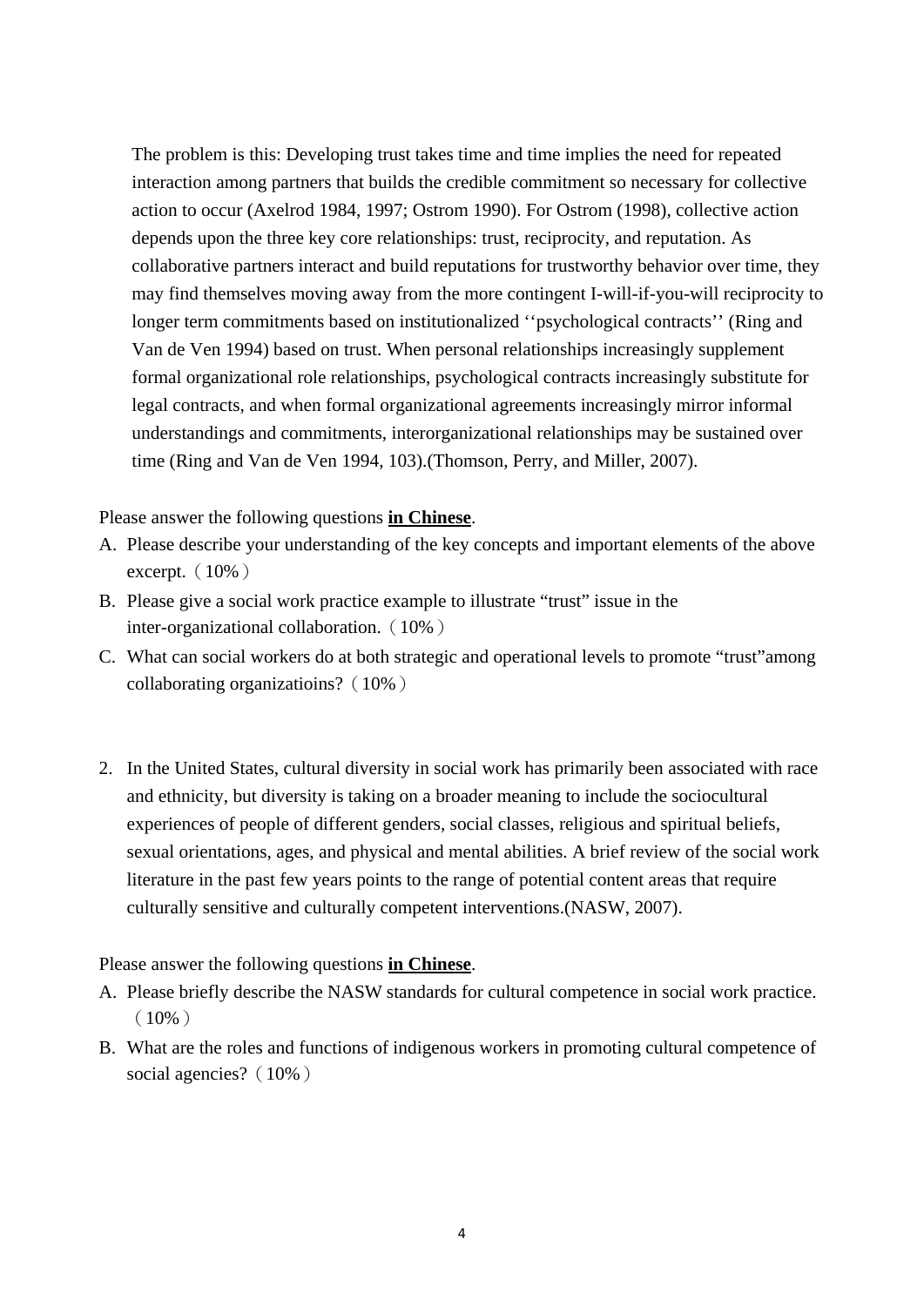The problem is this: Developing trust takes time and time implies the need for repeated interaction among partners that builds the credible commitment so necessary for collective action to occur (Axelrod 1984, 1997; Ostrom 1990). For Ostrom (1998), collective action depends upon the three key core relationships: trust, reciprocity, and reputation. As collaborative partners interact and build reputations for trustworthy behavior over time, they may find themselves moving away from the more contingent I-will-if-you-will reciprocity to longer term commitments based on institutionalized ''psychological contracts'' (Ring and Van de Ven 1994) based on trust. When personal relationships increasingly supplement formal organizational role relationships, psychological contracts increasingly substitute for legal contracts, and when formal organizational agreements increasingly mirror informal understandings and commitments, interorganizational relationships may be sustained over time (Ring and Van de Ven 1994, 103).(Thomson, Perry, and Miller, 2007).

Please answer the following questions **in Chinese**.

A. Please describe your understanding of the key concepts and important elements of the above excerpt.（10%）
B. Please give a social work practice example to illustrate "trust" issue in the inter-organizational collaboration.（10%）
C. What can social workers do at both strategic and operational levels to promote "trust"among collaborating organizatioins?（10%）

2. In the United States, cultural diversity in social work has primarily been associated with race and ethnicity, but diversity is taking on a broader meaning to include the sociocultural experiences of people of different genders, social classes, religious and spiritual beliefs, sexual orientations, ages, and physical and mental abilities. A brief review of the social work literature in the past few years points to the range of potential content areas that require culturally sensitive and culturally competent interventions.(NASW, 2007).

Please answer the following questions **in Chinese**.

A. Please briefly describe the NASW standards for cultural competence in social work practice.（10%）
B. What are the roles and functions of indigenous workers in promoting cultural competence of social agencies?（10%）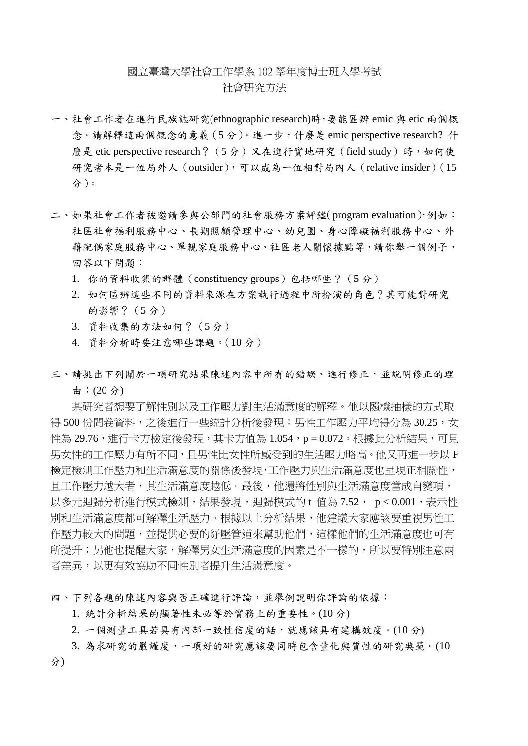國立臺灣大學社會工作學系 102 學年度博士班入學考試

社會研究方法

一、社會工作者在進行民族誌研究(ethnographic research)時，要能區辨 emic 與 etic 兩個概念。請解釋這兩個概念的意義（5 分）。進一步，什麼是 emic perspective research? 什麼是 etic perspective research？（5 分）又在進行實地研究（field study）時，如何使研究者本是一位局外人（outsider），可以成為一位相對局內人（relative insider）（15 分）。

二、如果社會工作者被邀請參與公部門的社會服務方案評鑑(program evaluation)，例如：社區社會福利服務中心、長期照顧管理中心、幼兒園、身心障礙福利服務中心、外籍配偶家庭服務中心、單親家庭服務中心、社區老人關懷據點等，請你舉一個例子，回答以下問題：

1. 你的資料收集的群體（constituency groups）包括哪些？（5 分）
2. 如何區辨這些不同的資料來源在方案執行過程中所扮演的角色？其可能對研究的影響？（5 分）
3. 資料收集的方法如何？（5 分）
4. 資料分析時要注意哪些課題。（10 分）

三、請挑出下列關於一項研究結果陳述內容中所有的錯誤、進行修正，並說明修正的理由：(20 分)

某研究者想要了解性別以及工作壓力對生活滿意度的解釋。他以隨機抽樣的方式取得 500 份問卷資料，之後進行一些統計分析後發現：男性工作壓力平均得分為 30.25，女性為 29.76，進行卡方檢定後發現，其卡方值為 1.054，$p = 0.072$。根據此分析結果，可見男女性的工作壓力有所不同，且男性比女性所感受到的生活壓力略高。他又再進一步以 F 檢定檢測工作壓力和生活滿意度的關係後發現，工作壓力與生活滿意度也呈現正相關性，且工作壓力越大者，其生活滿意度越低。最後，他還將性別與生活滿意度當成自變項，以多元迴歸分析進行模式檢測，結果發現，迴歸模式的 t 值為 7.52， $p < 0.001$，表示性別和生活滿意度都可解釋生活壓力。根據以上分析結果，他建議大家應該要重視男性工作壓力較大的問題，並提供必要的紓壓管道來幫助他們，這樣他們的生活滿意度也可有所提升；另他也提醒大家，解釋男女生活滿意度的因素是不一樣的，所以要特別注意兩者差異，以更有效協助不同性別者提升生活滿意度。

四、下列各題的陳述內容與否正確進行評論，並舉例說明你評論的依據：

1. 統計分析結果的顯著性未必等於實務上的重要性。(10 分)
2. 一個測量工具若具有內部一致性信度的話，就應該具有建構效度。(10 分)
3. 為求研究的嚴謹度，一項好的研究應該要同時包含量化與質性的研究典範。(10 分)